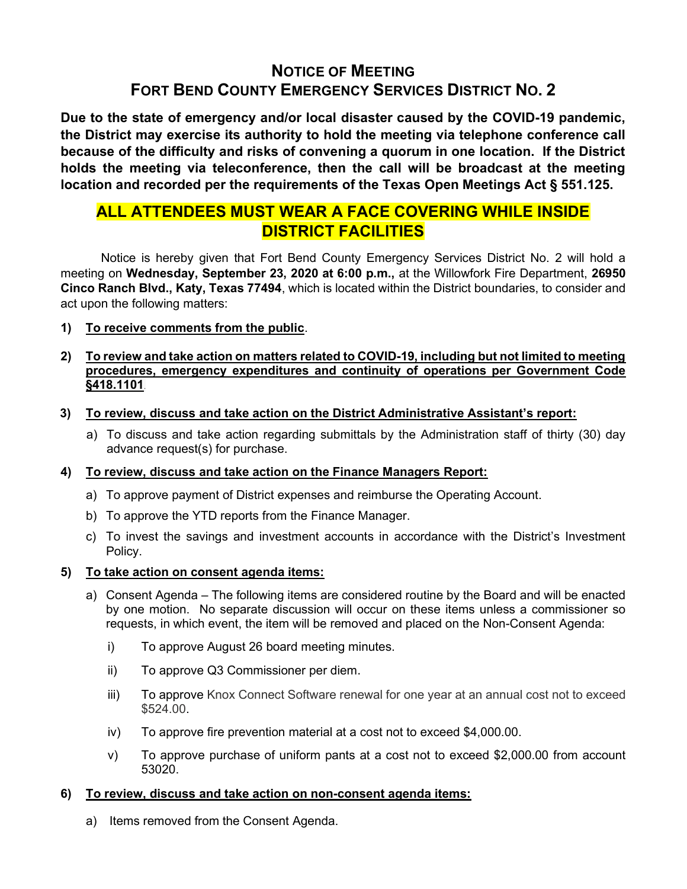# NOTICE OF MEETING
# FORT BEND COUNTY EMERGENCY SERVICES DISTRICT NO. 2

**Due to the state of emergency and/or local disaster caused by the COVID-19 pandemic, the District may exercise its authority to hold the meeting via telephone conference call because of the difficulty and risks of convening a quorum in one location. If the District holds the meeting via teleconference, then the call will be broadcast at the meeting location and recorded per the requirements of the Texas Open Meetings Act § 551.125.**

## ALL ATTENDEES MUST WEAR A FACE COVERING WHILE INSIDE DISTRICT FACILITIES

Notice is hereby given that Fort Bend County Emergency Services District No. 2 will hold a meeting on **Wednesday, September 23, 2020 at 6:00 p.m.,** at the Willowfork Fire Department, **26950 Cinco Ranch Blvd., Katy, Texas 77494**, which is located within the District boundaries, to consider and act upon the following matters:

1) **To receive comments from the public**.

2) **To review and take action on matters related to COVID-19, including but not limited to meeting procedures, emergency expenditures and continuity of operations per Government Code §418.1101**.

3) **To review, discuss and take action on the District Administrative Assistant's report:**
   a) To discuss and take action regarding submittals by the Administration staff of thirty (30) day advance request(s) for purchase.

4) **To review, discuss and take action on the Finance Managers Report:**
   a) To approve payment of District expenses and reimburse the Operating Account.
   b) To approve the YTD reports from the Finance Manager.
   c) To invest the savings and investment accounts in accordance with the District's Investment Policy.

5) **To take action on consent agenda items:**
   a) Consent Agenda – The following items are considered routine by the Board and will be enacted by one motion. No separate discussion will occur on these items unless a commissioner so requests, in which event, the item will be removed and placed on the Non-Consent Agenda:
      i) To approve August 26 board meeting minutes.
      ii) To approve Q3 Commissioner per diem.
      iii) To approve Knox Connect Software renewal for one year at an annual cost not to exceed $524.00.
      iv) To approve fire prevention material at a cost not to exceed $4,000.00.
      v) To approve purchase of uniform pants at a cost not to exceed $2,000.00 from account 53020.

6) **To review, discuss and take action on non-consent agenda items:**
   a) Items removed from the Consent Agenda.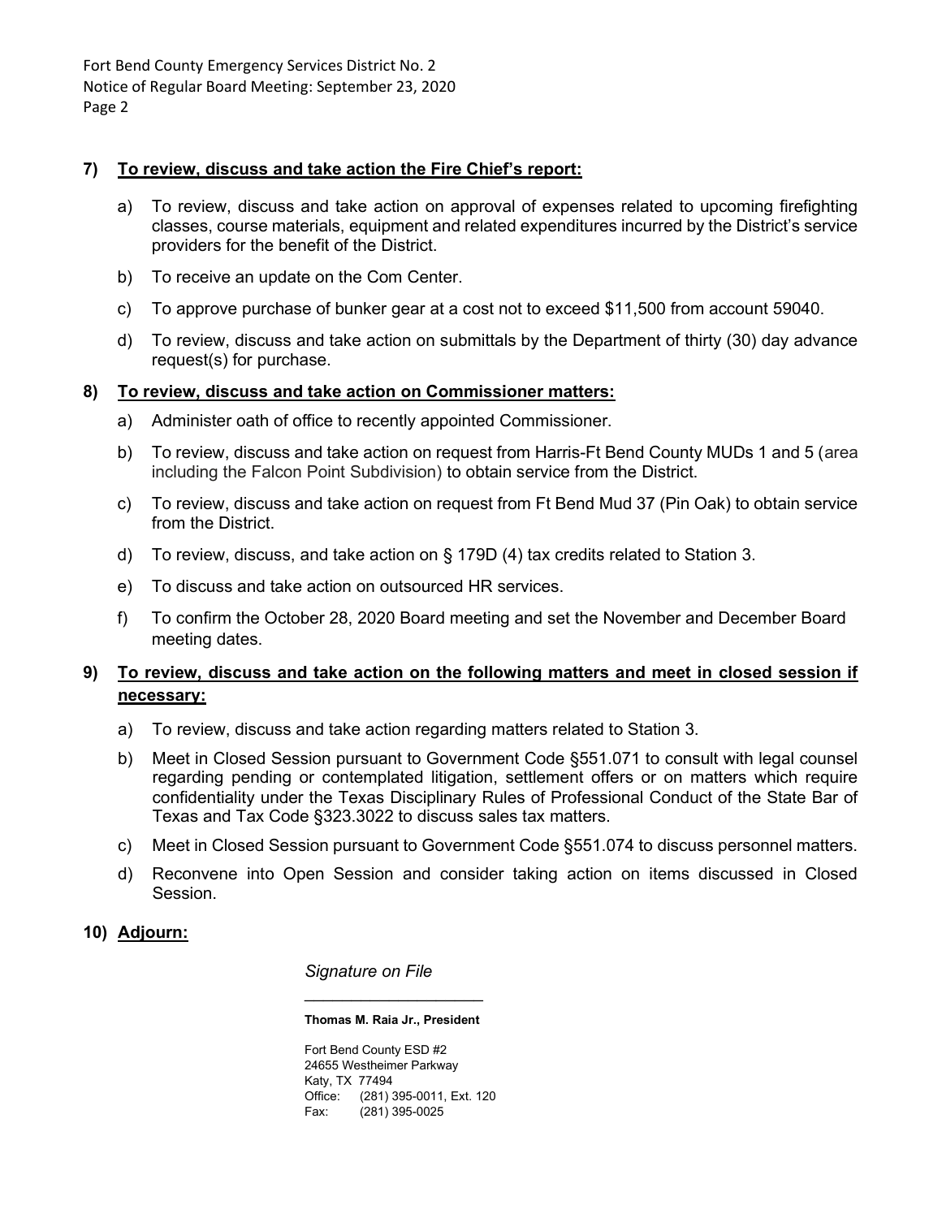**7) To review, discuss and take action the Fire Chief's report:**

a) To review, discuss and take action on approval of expenses related to upcoming firefighting classes, course materials, equipment and related expenditures incurred by the District's service providers for the benefit of the District.

b) To receive an update on the Com Center.

c) To approve purchase of bunker gear at a cost not to exceed $11,500 from account 59040.

d) To review, discuss and take action on submittals by the Department of thirty (30) day advance request(s) for purchase.

**8) To review, discuss and take action on Commissioner matters:**

a) Administer oath of office to recently appointed Commissioner.

b) To review, discuss and take action on request from Harris-Ft Bend County MUDs 1 and 5 (area including the Falcon Point Subdivision) to obtain service from the District.

c) To review, discuss and take action on request from Ft Bend Mud 37 (Pin Oak) to obtain service from the District.

d) To review, discuss, and take action on § 179D (4) tax credits related to Station 3.

e) To discuss and take action on outsourced HR services.

f) To confirm the October 28, 2020 Board meeting and set the November and December Board meeting dates.

**9) To review, discuss and take action on the following matters and meet in closed session if necessary:**

a) To review, discuss and take action regarding matters related to Station 3.

b) Meet in Closed Session pursuant to Government Code §551.071 to consult with legal counsel regarding pending or contemplated litigation, settlement offers or on matters which require confidentiality under the Texas Disciplinary Rules of Professional Conduct of the State Bar of Texas and Tax Code §323.3022 to discuss sales tax matters.

c) Meet in Closed Session pursuant to Government Code §551.074 to discuss personnel matters.

d) Reconvene into Open Session and consider taking action on items discussed in Closed Session.

**10) Adjourn:**

*Signature on File*

**Thomas M. Raia Jr., President**

Fort Bend County ESD #2
24655 Westheimer Parkway
Katy, TX 77494
Office: (281) 395-0011, Ext. 120
Fax: (281) 395-0025